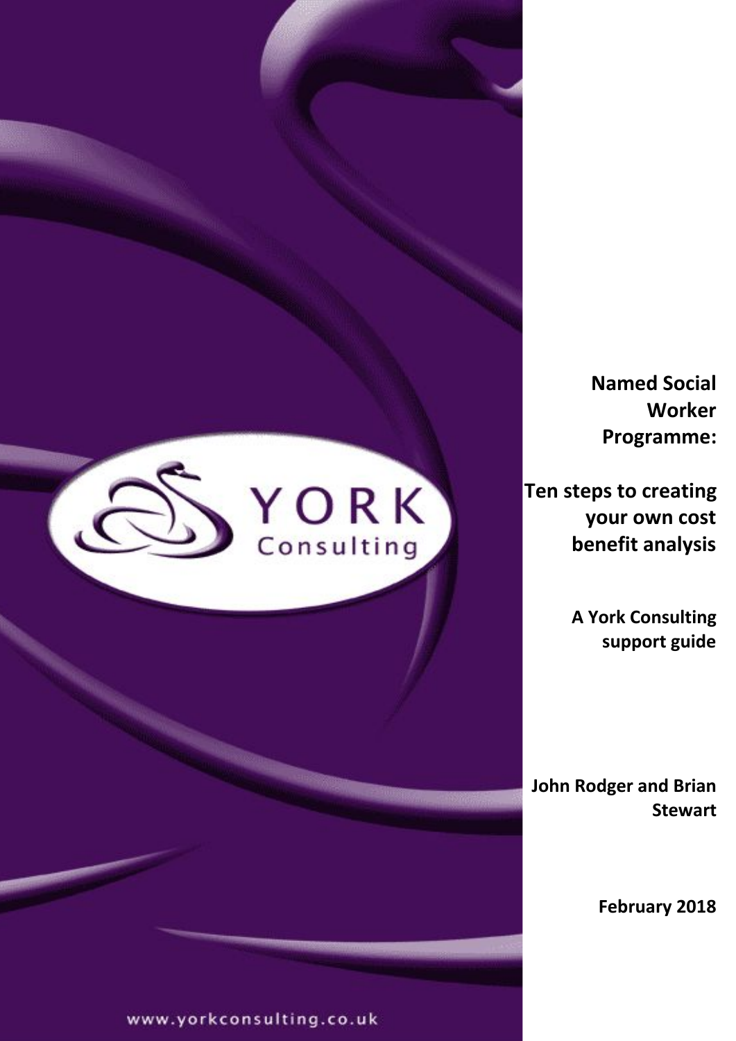# Named Social Worker Programme:

## Ten steps to creating your own cost benefit analysis

**A York Consulting support guide**

**John Rodger and Brian Stewart**

**February 2018**

www.yorkconsulting.co.uk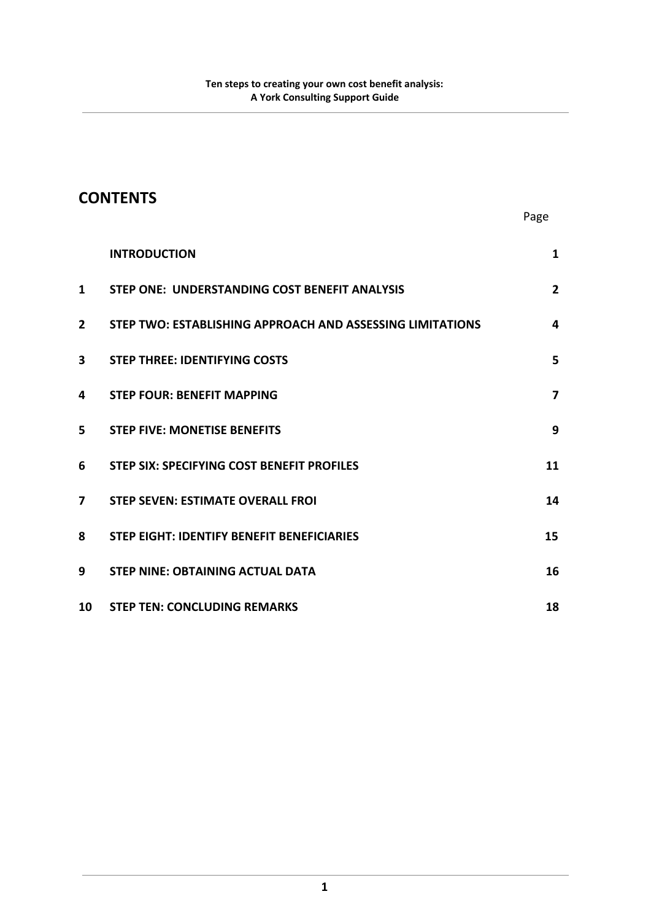# CONTENTS

| | | Page |
|---|---|---|
| | **INTRODUCTION** | **1** |
| **1** | **STEP ONE: UNDERSTANDING COST BENEFIT ANALYSIS** | **2** |
| **2** | **STEP TWO: ESTABLISHING APPROACH AND ASSESSING LIMITATIONS** | **4** |
| **3** | **STEP THREE: IDENTIFYING COSTS** | **5** |
| **4** | **STEP FOUR: BENEFIT MAPPING** | **7** |
| **5** | **STEP FIVE: MONETISE BENEFITS** | **9** |
| **6** | **STEP SIX: SPECIFYING COST BENEFIT PROFILES** | **11** |
| **7** | **STEP SEVEN: ESTIMATE OVERALL FROI** | **14** |
| **8** | **STEP EIGHT: IDENTIFY BENEFIT BENEFICIARIES** | **15** |
| **9** | **STEP NINE: OBTAINING ACTUAL DATA** | **16** |
| **10** | **STEP TEN: CONCLUDING REMARKS** | **18** |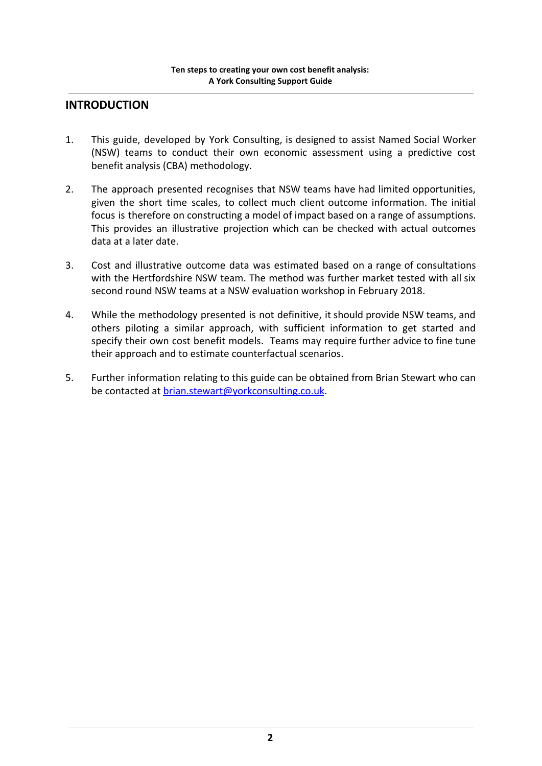## INTRODUCTION

1. This guide, developed by York Consulting, is designed to assist Named Social Worker (NSW) teams to conduct their own economic assessment using a predictive cost benefit analysis (CBA) methodology.

2. The approach presented recognises that NSW teams have had limited opportunities, given the short time scales, to collect much client outcome information. The initial focus is therefore on constructing a model of impact based on a range of assumptions. This provides an illustrative projection which can be checked with actual outcomes data at a later date.

3. Cost and illustrative outcome data was estimated based on a range of consultations with the Hertfordshire NSW team. The method was further market tested with all six second round NSW teams at a NSW evaluation workshop in February 2018.

4. While the methodology presented is not definitive, it should provide NSW teams, and others piloting a similar approach, with sufficient information to get started and specify their own cost benefit models. Teams may require further advice to fine tune their approach and to estimate counterfactual scenarios.

5. Further information relating to this guide can be obtained from Brian Stewart who can be contacted at brian.stewart@yorkconsulting.co.uk.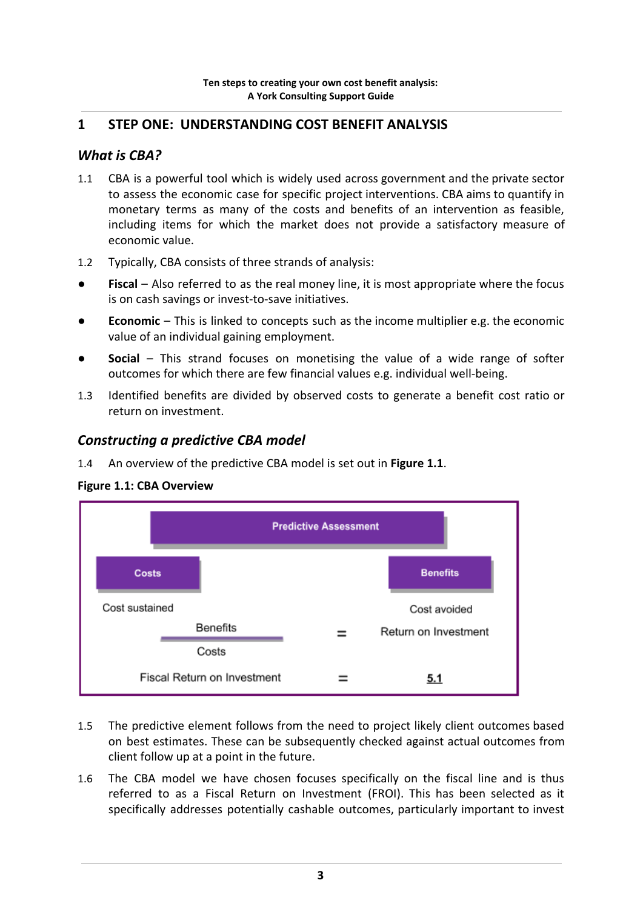# 1 STEP ONE: UNDERSTANDING COST BENEFIT ANALYSIS

## *What is CBA?*

1.1 CBA is a powerful tool which is widely used across government and the private sector to assess the economic case for specific project interventions. CBA aims to quantify in monetary terms as many of the costs and benefits of an intervention as feasible, including items for which the market does not provide a satisfactory measure of economic value.

1.2 Typically, CBA consists of three strands of analysis:

- **Fiscal** – Also referred to as the real money line, it is most appropriate where the focus is on cash savings or invest-to-save initiatives.
- **Economic** – This is linked to concepts such as the income multiplier e.g. the economic value of an individual gaining employment.
- **Social** – This strand focuses on monetising the value of a wide range of softer outcomes for which there are few financial values e.g. individual well-being.

1.3 Identified benefits are divided by observed costs to generate a benefit cost ratio or return on investment.

## *Constructing a predictive CBA model*

1.4 An overview of the predictive CBA model is set out in **Figure 1.1**.

**Figure 1.1: CBA Overview**

Predictive Assessment

Costs

Benefits

Cost sustained

Cost avoided

$$\frac{\text{Benefits}}{\text{Costs}} = \text{Return on Investment}$$

Fiscal Return on Investment = 5.1

1.5 The predictive element follows from the need to project likely client outcomes based on best estimates. These can be subsequently checked against actual outcomes from client follow up at a point in the future.

1.6 The CBA model we have chosen focuses specifically on the fiscal line and is thus referred to as a Fiscal Return on Investment (FROI). This has been selected as it specifically addresses potentially cashable outcomes, particularly important to invest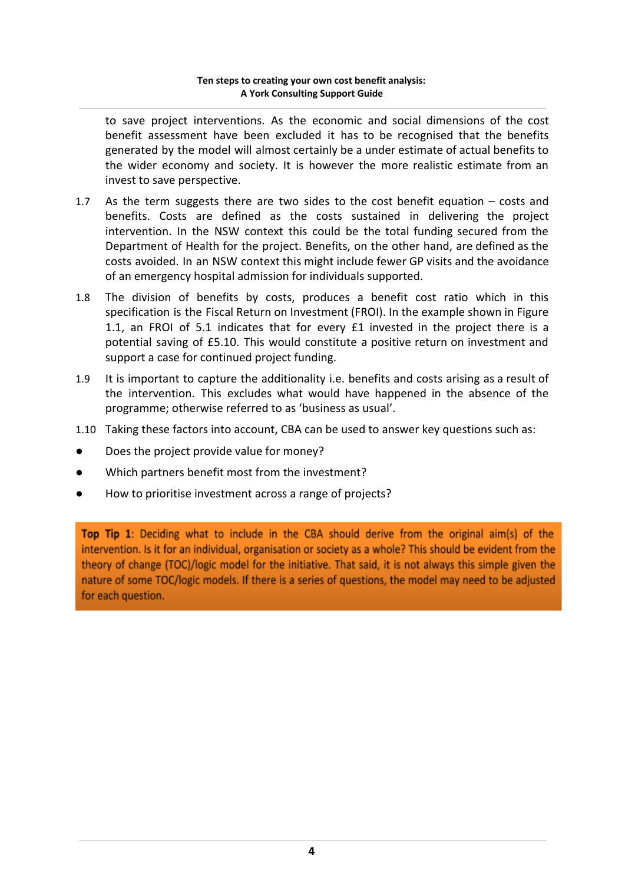to save project interventions. As the economic and social dimensions of the cost benefit assessment have been excluded it has to be recognised that the benefits generated by the model will almost certainly be a under estimate of actual benefits to the wider economy and society. It is however the more realistic estimate from an invest to save perspective.

1.7 As the term suggests there are two sides to the cost benefit equation – costs and benefits. Costs are defined as the costs sustained in delivering the project intervention. In the NSW context this could be the total funding secured from the Department of Health for the project. Benefits, on the other hand, are defined as the costs avoided. In an NSW context this might include fewer GP visits and the avoidance of an emergency hospital admission for individuals supported.

1.8 The division of benefits by costs, produces a benefit cost ratio which in this specification is the Fiscal Return on Investment (FROI). In the example shown in Figure 1.1, an FROI of 5.1 indicates that for every £1 invested in the project there is a potential saving of £5.10. This would constitute a positive return on investment and support a case for continued project funding.

1.9 It is important to capture the additionality i.e. benefits and costs arising as a result of the intervention. This excludes what would have happened in the absence of the programme; otherwise referred to as 'business as usual'.

1.10 Taking these factors into account, CBA can be used to answer key questions such as:

- Does the project provide value for money?
- Which partners benefit most from the investment?
- How to prioritise investment across a range of projects?

**Top Tip 1**: Deciding what to include in the CBA should derive from the original aim(s) of the intervention. Is it for an individual, organisation or society as a whole? This should be evident from the theory of change (TOC)/logic model for the initiative. That said, it is not always this simple given the nature of some TOC/logic models. If there is a series of questions, the model may need to be adjusted for each question.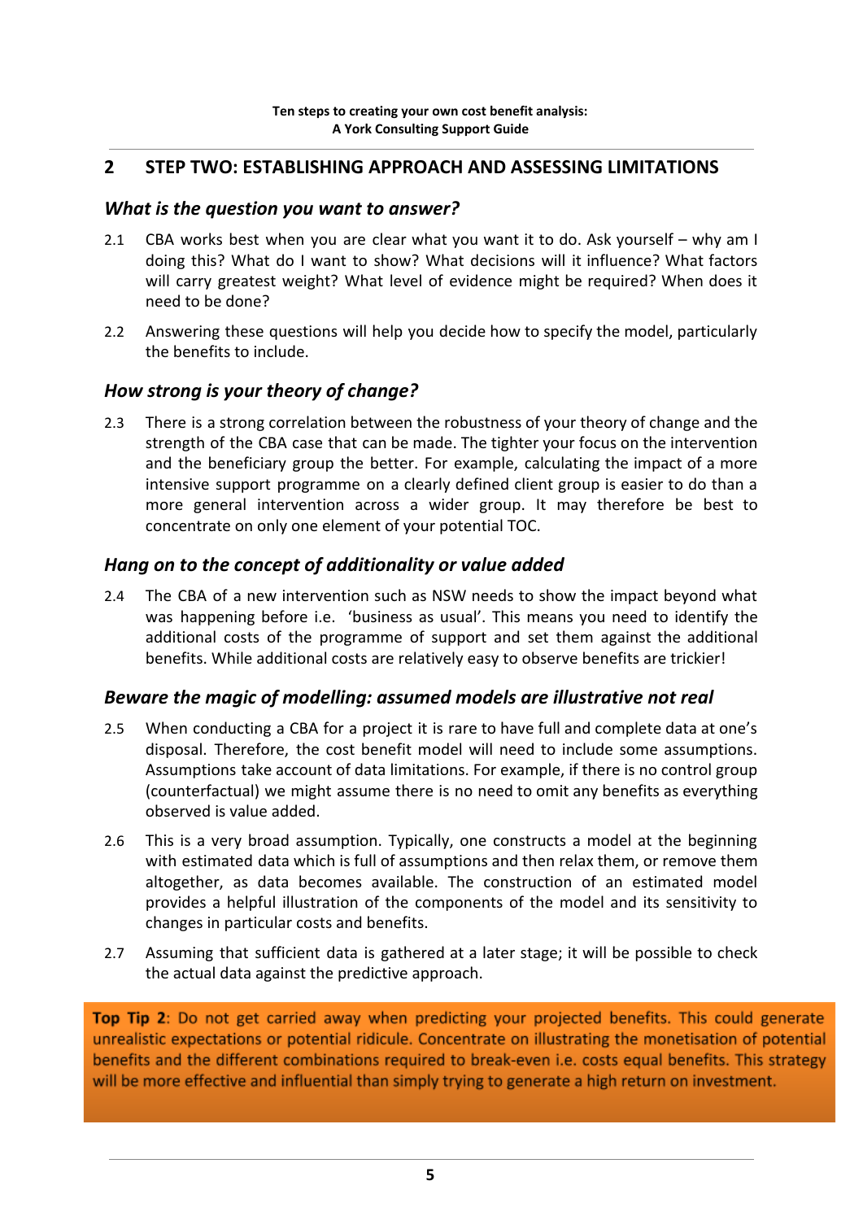## 2 STEP TWO: ESTABLISHING APPROACH AND ASSESSING LIMITATIONS

### *What is the question you want to answer?*

2.1 CBA works best when you are clear what you want it to do. Ask yourself – why am I doing this? What do I want to show? What decisions will it influence? What factors will carry greatest weight? What level of evidence might be required? When does it need to be done?

2.2 Answering these questions will help you decide how to specify the model, particularly the benefits to include.

### *How strong is your theory of change?*

2.3 There is a strong correlation between the robustness of your theory of change and the strength of the CBA case that can be made. The tighter your focus on the intervention and the beneficiary group the better. For example, calculating the impact of a more intensive support programme on a clearly defined client group is easier to do than a more general intervention across a wider group. It may therefore be best to concentrate on only one element of your potential TOC.

### *Hang on to the concept of additionality or value added*

2.4 The CBA of a new intervention such as NSW needs to show the impact beyond what was happening before i.e. 'business as usual'. This means you need to identify the additional costs of the programme of support and set them against the additional benefits. While additional costs are relatively easy to observe benefits are trickier!

### *Beware the magic of modelling: assumed models are illustrative not real*

2.5 When conducting a CBA for a project it is rare to have full and complete data at one's disposal. Therefore, the cost benefit model will need to include some assumptions. Assumptions take account of data limitations. For example, if there is no control group (counterfactual) we might assume there is no need to omit any benefits as everything observed is value added.

2.6 This is a very broad assumption. Typically, one constructs a model at the beginning with estimated data which is full of assumptions and then relax them, or remove them altogether, as data becomes available. The construction of an estimated model provides a helpful illustration of the components of the model and its sensitivity to changes in particular costs and benefits.

2.7 Assuming that sufficient data is gathered at a later stage; it will be possible to check the actual data against the predictive approach.

**Top Tip 2**: Do not get carried away when predicting your projected benefits. This could generate unrealistic expectations or potential ridicule. Concentrate on illustrating the monetisation of potential benefits and the different combinations required to break-even i.e. costs equal benefits. This strategy will be more effective and influential than simply trying to generate a high return on investment.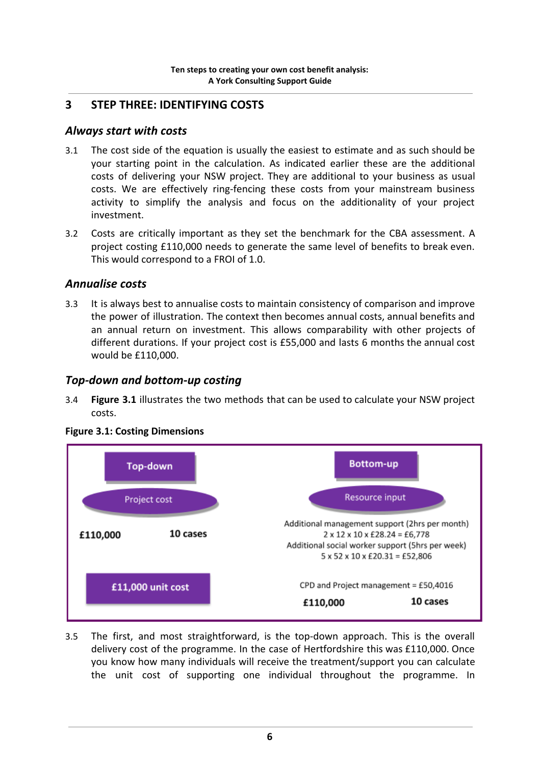## 3 STEP THREE: IDENTIFYING COSTS

### *Always start with costs*

3.1 The cost side of the equation is usually the easiest to estimate and as such should be your starting point in the calculation. As indicated earlier these are the additional costs of delivering your NSW project. They are additional to your business as usual costs. We are effectively ring-fencing these costs from your mainstream business activity to simplify the analysis and focus on the additionality of your project investment.

3.2 Costs are critically important as they set the benchmark for the CBA assessment. A project costing £110,000 needs to generate the same level of benefits to break even. This would correspond to a FROI of 1.0.

### *Annualise costs*

3.3 It is always best to annualise costs to maintain consistency of comparison and improve the power of illustration. The context then becomes annual costs, annual benefits and an annual return on investment. This allows comparability with other projects of different durations. If your project cost is £55,000 and lasts 6 months the annual cost would be £110,000.

### *Top-down and bottom-up costing*

3.4 **Figure 3.1** illustrates the two methods that can be used to calculate your NSW project costs.

**Figure 3.1: Costing Dimensions**

**Top-down**

Project cost

**£110,000** **10 cases**

**£11,000 unit cost**

**Bottom-up**

Resource input

Additional management support (2hrs per month)
2 x 12 x 10 x £28.24 = £6,778
Additional social worker support (5hrs per week)
5 x 52 x 10 x £20.31 = £52,806

CPD and Project management = £50,4016

**£110,000** **10 cases**

3.5 The first, and most straightforward, is the top-down approach. This is the overall delivery cost of the programme. In the case of Hertfordshire this was £110,000. Once you know how many individuals will receive the treatment/support you can calculate the unit cost of supporting one individual throughout the programme. In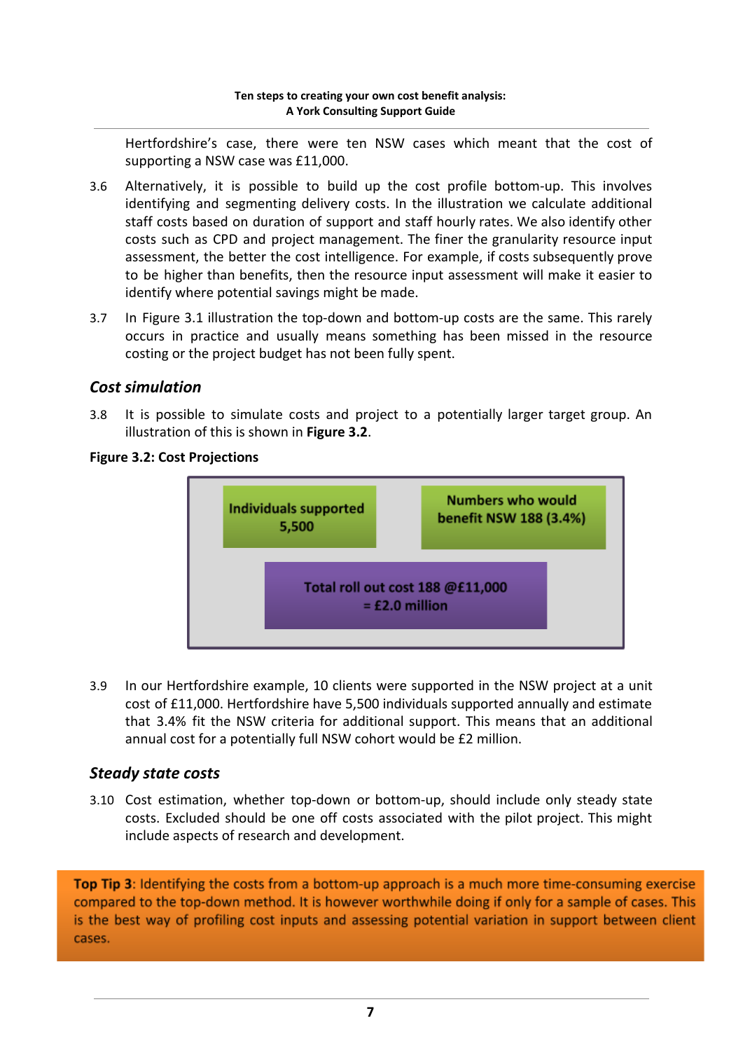Hertfordshire's case, there were ten NSW cases which meant that the cost of supporting a NSW case was £11,000.

3.6 Alternatively, it is possible to build up the cost profile bottom-up. This involves identifying and segmenting delivery costs. In the illustration we calculate additional staff costs based on duration of support and staff hourly rates. We also identify other costs such as CPD and project management. The finer the granularity resource input assessment, the better the cost intelligence. For example, if costs subsequently prove to be higher than benefits, then the resource input assessment will make it easier to identify where potential savings might be made.

3.7 In Figure 3.1 illustration the top-down and bottom-up costs are the same. This rarely occurs in practice and usually means something has been missed in the resource costing or the project budget has not been fully spent.

### *Cost simulation*

3.8 It is possible to simulate costs and project to a potentially larger target group. An illustration of this is shown in **Figure 3.2**.

**Figure 3.2: Cost Projections**

Individuals supported 5,500

Numbers who would benefit NSW 188 (3.4%)

Total roll out cost 188 @£11,000 = £2.0 million

3.9 In our Hertfordshire example, 10 clients were supported in the NSW project at a unit cost of £11,000. Hertfordshire have 5,500 individuals supported annually and estimate that 3.4% fit the NSW criteria for additional support. This means that an additional annual cost for a potentially full NSW cohort would be £2 million.

### *Steady state costs*

3.10 Cost estimation, whether top-down or bottom-up, should include only steady state costs. Excluded should be one off costs associated with the pilot project. This might include aspects of research and development.

**Top Tip 3**: Identifying the costs from a bottom-up approach is a much more time-consuming exercise compared to the top-down method. It is however worthwhile doing if only for a sample of cases. This is the best way of profiling cost inputs and assessing potential variation in support between client cases.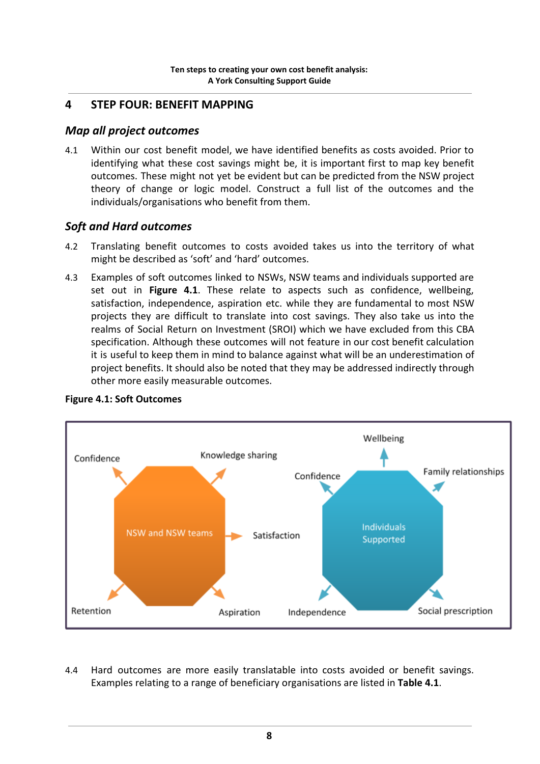# 4 STEP FOUR: BENEFIT MAPPING

## *Map all project outcomes*

4.1 Within our cost benefit model, we have identified benefits as costs avoided. Prior to identifying what these cost savings might be, it is important first to map key benefit outcomes. These might not yet be evident but can be predicted from the NSW project theory of change or logic model. Construct a full list of the outcomes and the individuals/organisations who benefit from them.

## *Soft and Hard outcomes*

4.2 Translating benefit outcomes to costs avoided takes us into the territory of what might be described as 'soft' and 'hard' outcomes.

4.3 Examples of soft outcomes linked to NSWs, NSW teams and individuals supported are set out in **Figure 4.1**. These relate to aspects such as confidence, wellbeing, satisfaction, independence, aspiration etc. while they are fundamental to most NSW projects they are difficult to translate into cost savings. They also take us into the realms of Social Return on Investment (SROI) which we have excluded from this CBA specification. Although these outcomes will not feature in our cost benefit calculation it is useful to keep them in mind to balance against what will be an underestimation of project benefits. It should also be noted that they may be addressed indirectly through other more easily measurable outcomes.

**Figure 4.1: Soft Outcomes**

NSW and NSW teams

Confidence

Knowledge sharing

Satisfaction

Retention

Aspiration

Individuals Supported

Wellbeing

Confidence

Family relationships

Independence

Social prescription

4.4 Hard outcomes are more easily translatable into costs avoided or benefit savings. Examples relating to a range of beneficiary organisations are listed in **Table 4.1**.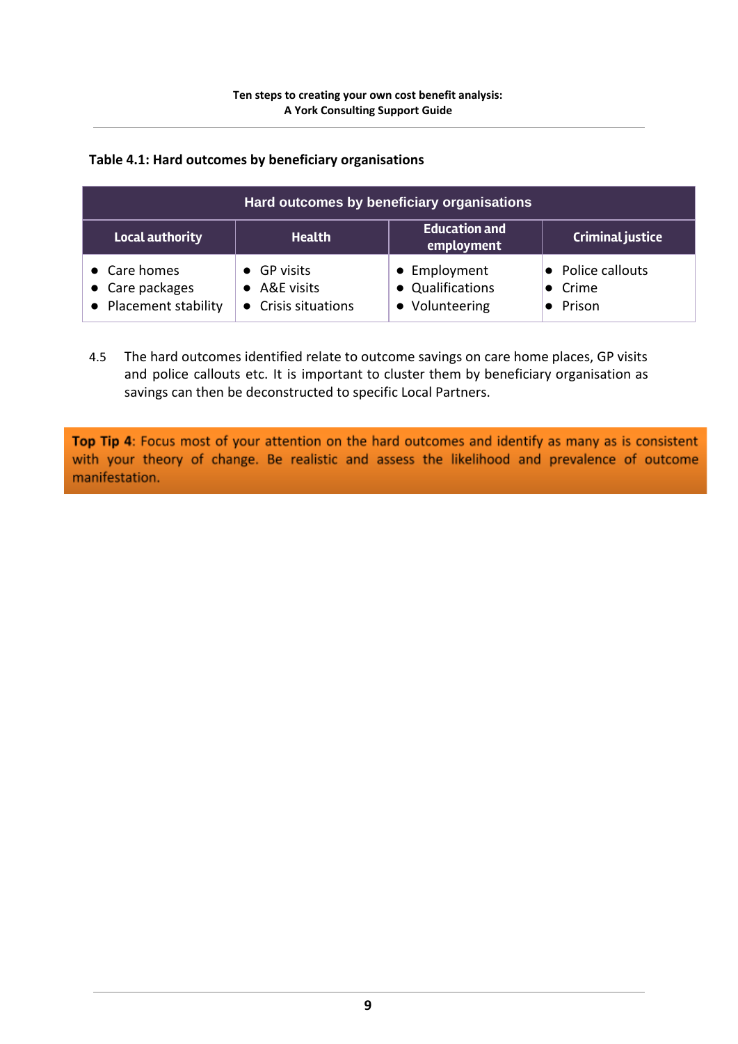**Table 4.1: Hard outcomes by beneficiary organisations**

| Hard outcomes by beneficiary organisations | | | |
|---|---|---|---|
| **Local authority** | **Health** | **Education and employment** | **Criminal justice** |
| • Care homes<br>• Care packages<br>• Placement stability | • GP visits<br>• A&E visits<br>• Crisis situations | • Employment<br>• Qualifications<br>• Volunteering | • Police callouts<br>• Crime<br>• Prison |

4.5 The hard outcomes identified relate to outcome savings on care home places, GP visits and police callouts etc. It is important to cluster them by beneficiary organisation as savings can then be deconstructed to specific Local Partners.

**Top Tip 4**: Focus most of your attention on the hard outcomes and identify as many as is consistent with your theory of change. Be realistic and assess the likelihood and prevalence of outcome manifestation.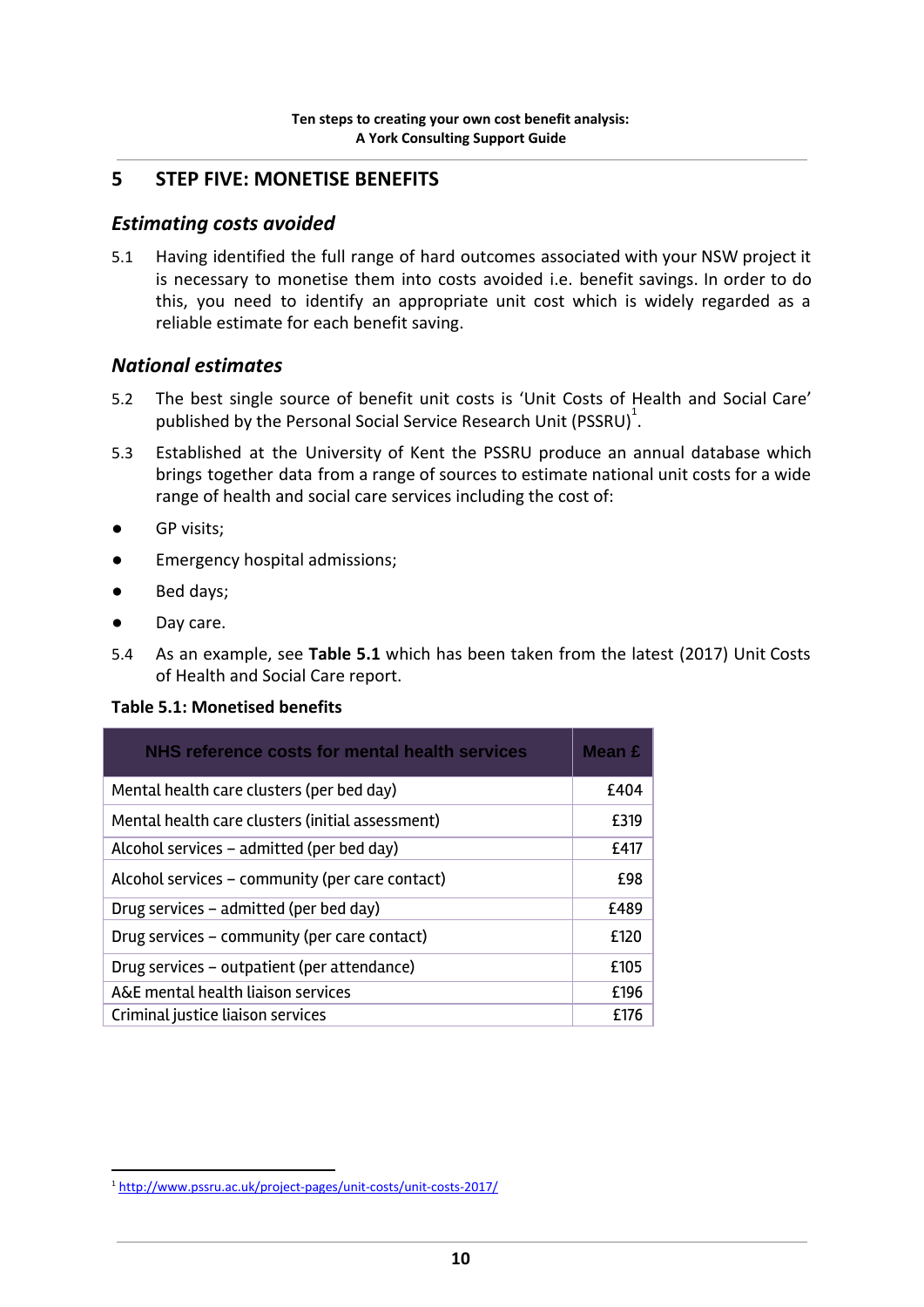## 5 STEP FIVE: MONETISE BENEFITS

### *Estimating costs avoided*

5.1 Having identified the full range of hard outcomes associated with your NSW project it is necessary to monetise them into costs avoided i.e. benefit savings. In order to do this, you need to identify an appropriate unit cost which is widely regarded as a reliable estimate for each benefit saving.

### *National estimates*

5.2 The best single source of benefit unit costs is 'Unit Costs of Health and Social Care' published by the Personal Social Service Research Unit (PSSRU)[1].

5.3 Established at the University of Kent the PSSRU produce an annual database which brings together data from a range of sources to estimate national unit costs for a wide range of health and social care services including the cost of:

- GP visits;
- Emergency hospital admissions;
- Bed days;
- Day care.

5.4 As an example, see **Table 5.1** which has been taken from the latest (2017) Unit Costs of Health and Social Care report.

**Table 5.1: Monetised benefits**

| NHS reference costs for mental health services | Mean £ |
|---|---|
| Mental health care clusters (per bed day) | £404 |
| Mental health care clusters (initial assessment) | £319 |
| Alcohol services – admitted (per bed day) | £417 |
| Alcohol services – community (per care contact) | £98 |
| Drug services – admitted (per bed day) | £489 |
| Drug services – community (per care contact) | £120 |
| Drug services – outpatient (per attendance) | £105 |
| A&E mental health liaison services | £196 |
| Criminal justice liaison services | £176 |

[1] http://www.pssru.ac.uk/project-pages/unit-costs/unit-costs-2017/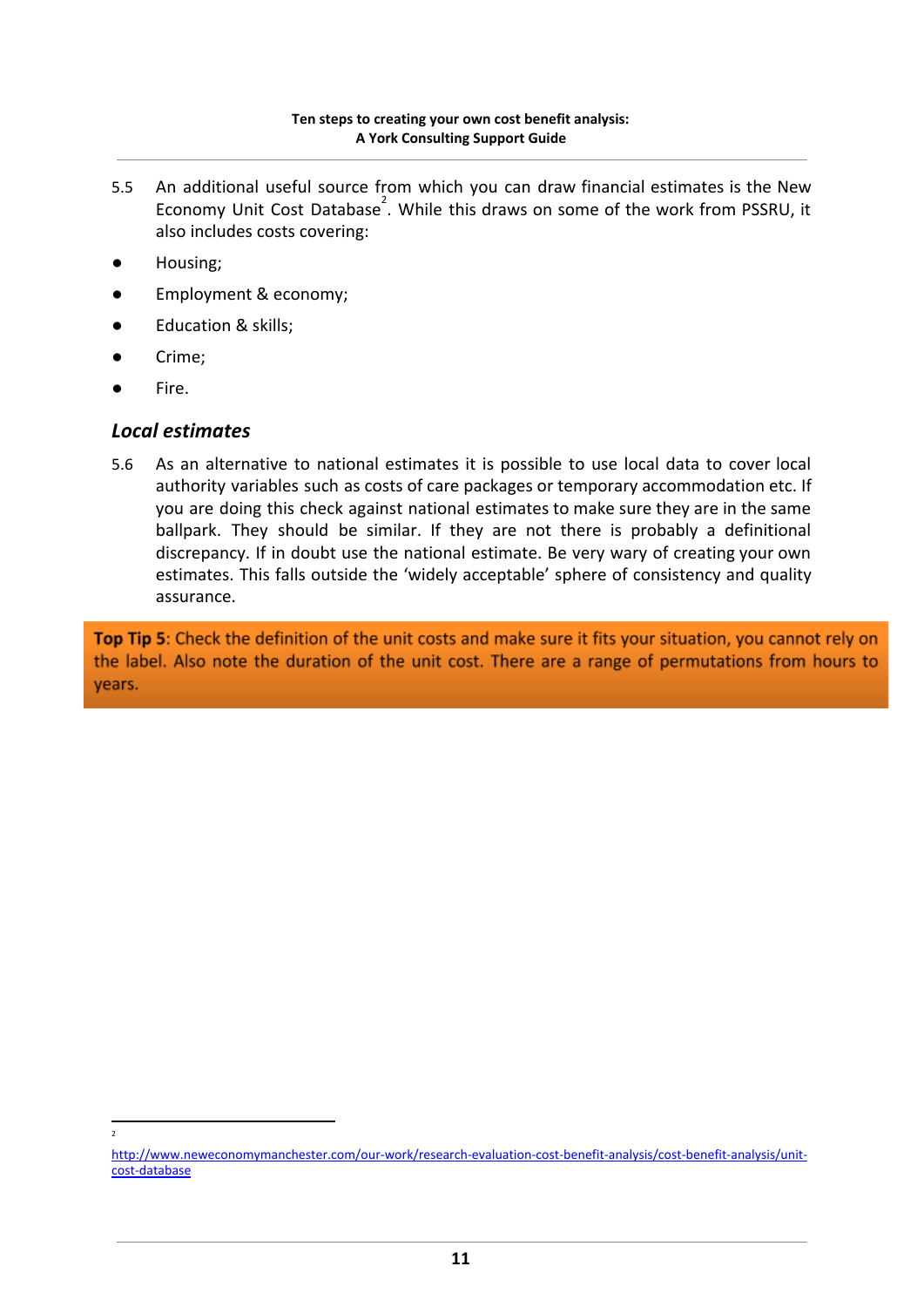5.5 An additional useful source from which you can draw financial estimates is the New Economy Unit Cost Database[2]. While this draws on some of the work from PSSRU, it also includes costs covering:

- Housing;
- Employment & economy;
- Education & skills;
- Crime;
- Fire.

### *Local estimates*

5.6 As an alternative to national estimates it is possible to use local data to cover local authority variables such as costs of care packages or temporary accommodation etc. If you are doing this check against national estimates to make sure they are in the same ballpark. They should be similar. If they are not there is probably a definitional discrepancy. If in doubt use the national estimate. Be very wary of creating your own estimates. This falls outside the 'widely acceptable' sphere of consistency and quality assurance.

**Top Tip 5**: Check the definition of the unit costs and make sure it fits your situation, you cannot rely on the label. Also note the duration of the unit cost. There are a range of permutations from hours to years.

---

[2] http://www.neweconomymanchester.com/our-work/research-evaluation-cost-benefit-analysis/cost-benefit-analysis/unit-cost-database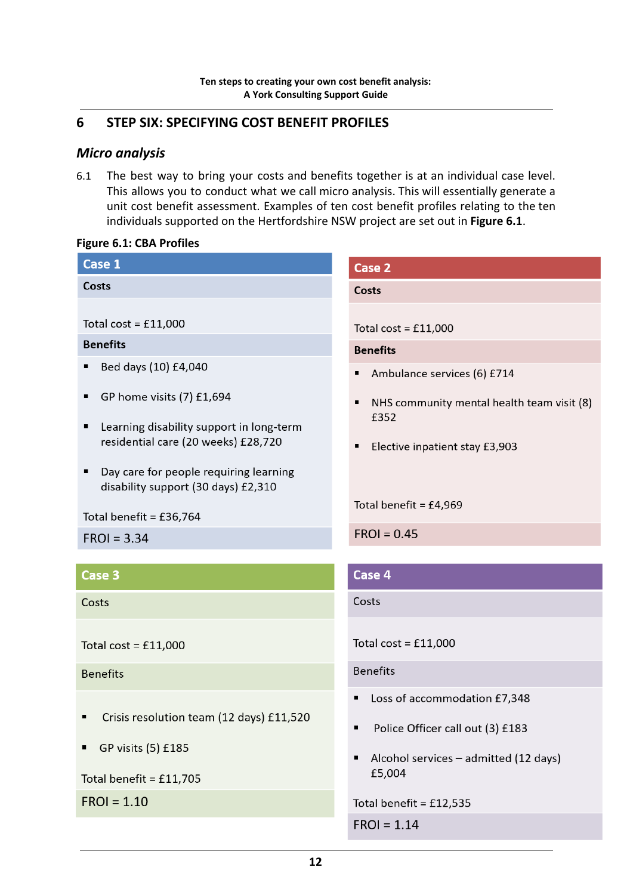# 6 STEP SIX: SPECIFYING COST BENEFIT PROFILES

## *Micro analysis*

6.1 The best way to bring your costs and benefits together is at an individual case level. This allows you to conduct what we call micro analysis. This will essentially generate a unit cost benefit assessment. Examples of ten cost benefit profiles relating to the ten individuals supported on the Hertfordshire NSW project are set out in **Figure 6.1**.

**Figure 6.1: CBA Profiles**

### Case 1

**Costs**

Total cost = £11,000

**Benefits**

- Bed days (10) £4,040
- GP home visits (7) £1,694
- Learning disability support in long-term residential care (20 weeks) £28,720
- Day care for people requiring learning disability support (30 days) £2,310

Total benefit = £36,764

FROI = 3.34

### Case 2

**Costs**

Total cost = £11,000

**Benefits**

- Ambulance services (6) £714
- NHS community mental health team visit (8) £352
- Elective inpatient stay £3,903

Total benefit = £4,969

FROI = 0.45

### Case 3

Costs

Total cost = £11,000

Benefits

- Crisis resolution team (12 days) £11,520
- GP visits (5) £185

Total benefit = £11,705

FROI = 1.10

### Case 4

Costs

Total cost = £11,000

Benefits

- Loss of accommodation £7,348
- Police Officer call out (3) £183
- Alcohol services – admitted (12 days) £5,004

Total benefit = £12,535

FROI = 1.14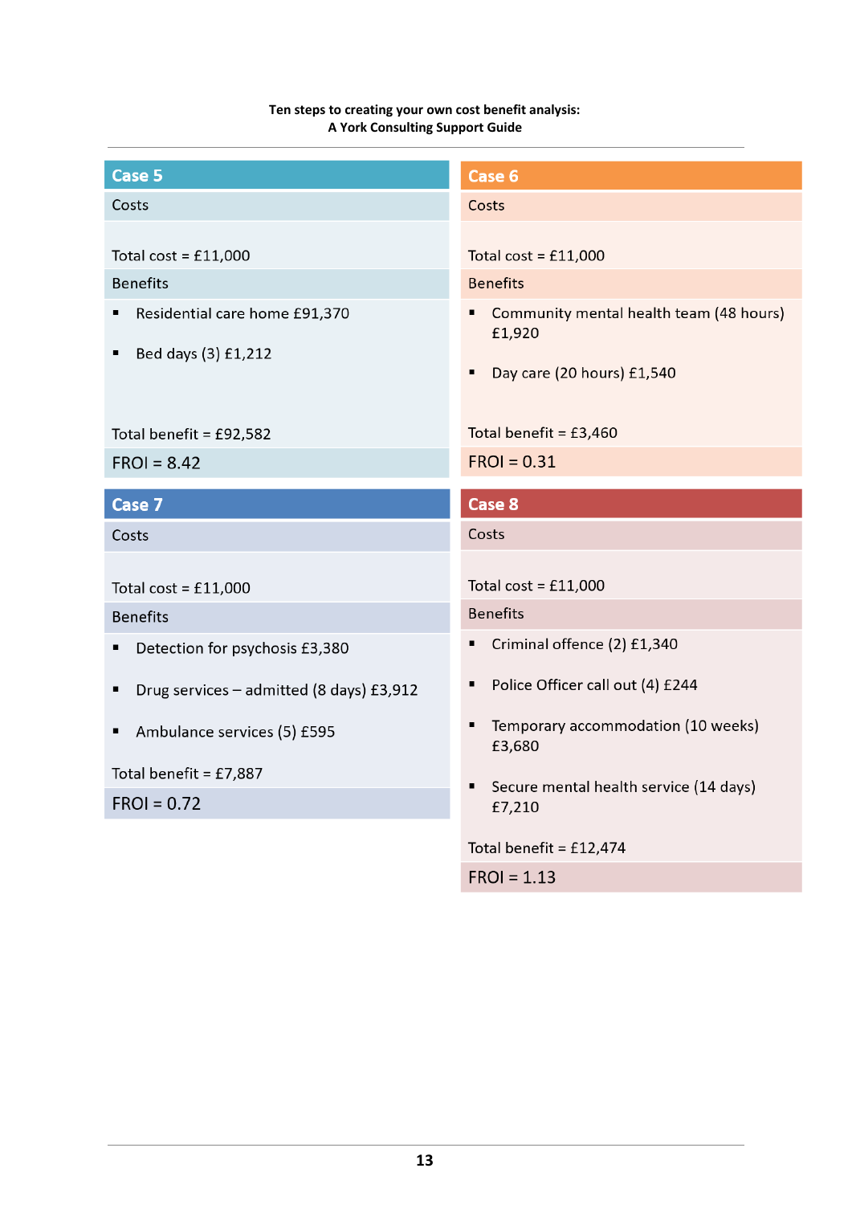## Case 5

**Costs**

Total cost = £11,000

**Benefits**

- Residential care home £91,370
- Bed days (3) £1,212

Total benefit = £92,582

**FROI = 8.42**

## Case 6

**Costs**

Total cost = £11,000

**Benefits**

- Community mental health team (48 hours) £1,920
- Day care (20 hours) £1,540

Total benefit = £3,460

**FROI = 0.31**

## Case 7

**Costs**

Total cost = £11,000

**Benefits**

- Detection for psychosis £3,380
- Drug services – admitted (8 days) £3,912
- Ambulance services (5) £595

Total benefit = £7,887

**FROI = 0.72**

## Case 8

**Costs**

Total cost = £11,000

**Benefits**

- Criminal offence (2) £1,340
- Police Officer call out (4) £244
- Temporary accommodation (10 weeks) £3,680
- Secure mental health service (14 days) £7,210

Total benefit = £12,474

**FROI = 1.13**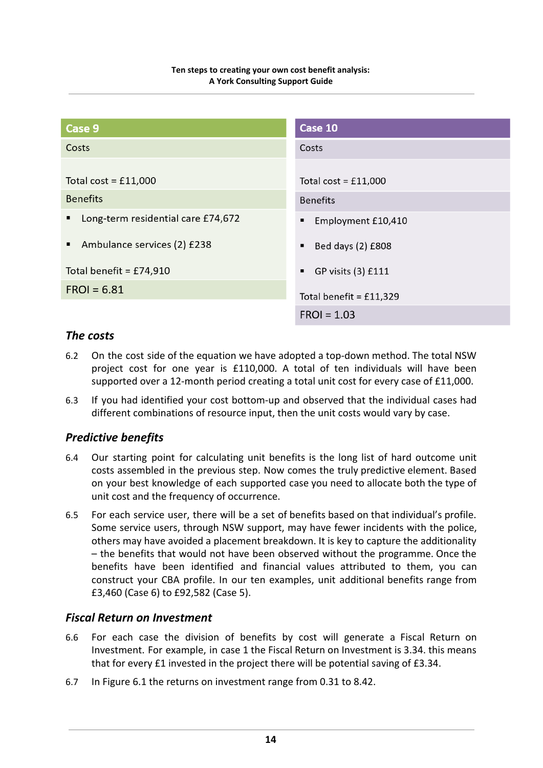| Case 9 |
| --- |
| Costs |
| Total cost = £11,000 |
| Benefits |
| ▪ Long-term residential care £74,672 |
| ▪ Ambulance services (2) £238 |
| Total benefit = £74,910 |
| FROI = 6.81 |

| Case 10 |
| --- |
| Costs |
| Total cost = £11,000 |
| Benefits |
| ▪ Employment £10,410 |
| ▪ Bed days (2) £808 |
| ▪ GP visits (3) £111 |
| Total benefit = £11,329 |
| FROI = 1.03 |

### *The costs*

6.2 On the cost side of the equation we have adopted a top-down method. The total NSW project cost for one year is £110,000. A total of ten individuals will have been supported over a 12-month period creating a total unit cost for every case of £11,000.

6.3 If you had identified your cost bottom-up and observed that the individual cases had different combinations of resource input, then the unit costs would vary by case.

### *Predictive benefits*

6.4 Our starting point for calculating unit benefits is the long list of hard outcome unit costs assembled in the previous step. Now comes the truly predictive element. Based on your best knowledge of each supported case you need to allocate both the type of unit cost and the frequency of occurrence.

6.5 For each service user, there will be a set of benefits based on that individual's profile. Some service users, through NSW support, may have fewer incidents with the police, others may have avoided a placement breakdown. It is key to capture the additionality – the benefits that would not have been observed without the programme. Once the benefits have been identified and financial values attributed to them, you can construct your CBA profile. In our ten examples, unit additional benefits range from £3,460 (Case 6) to £92,582 (Case 5).

### *Fiscal Return on Investment*

6.6 For each case the division of benefits by cost will generate a Fiscal Return on Investment. For example, in case 1 the Fiscal Return on Investment is 3.34. this means that for every £1 invested in the project there will be potential saving of £3.34.

6.7 In Figure 6.1 the returns on investment range from 0.31 to 8.42.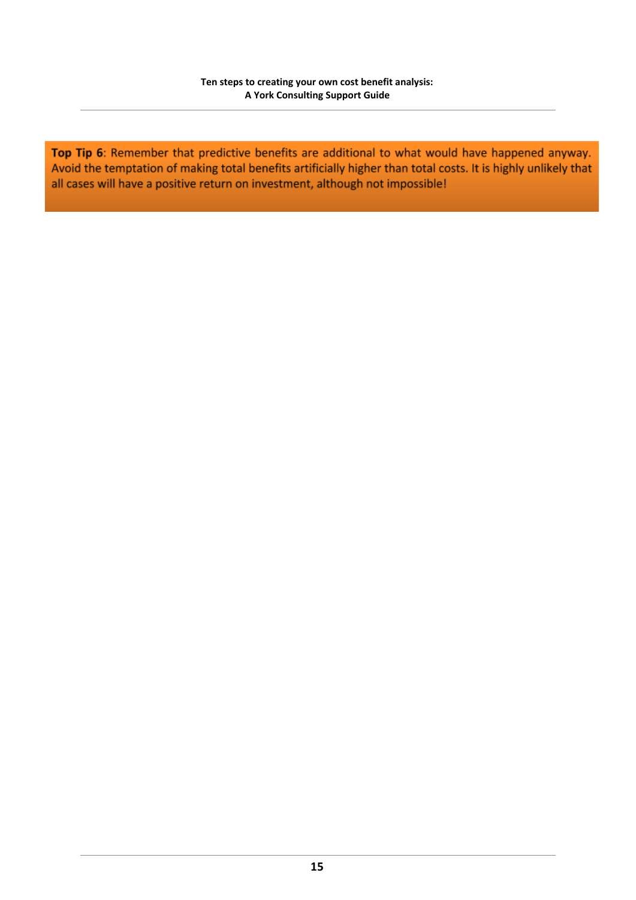**Top Tip 6**: Remember that predictive benefits are additional to what would have happened anyway. Avoid the temptation of making total benefits artificially higher than total costs. It is highly unlikely that all cases will have a positive return on investment, although not impossible!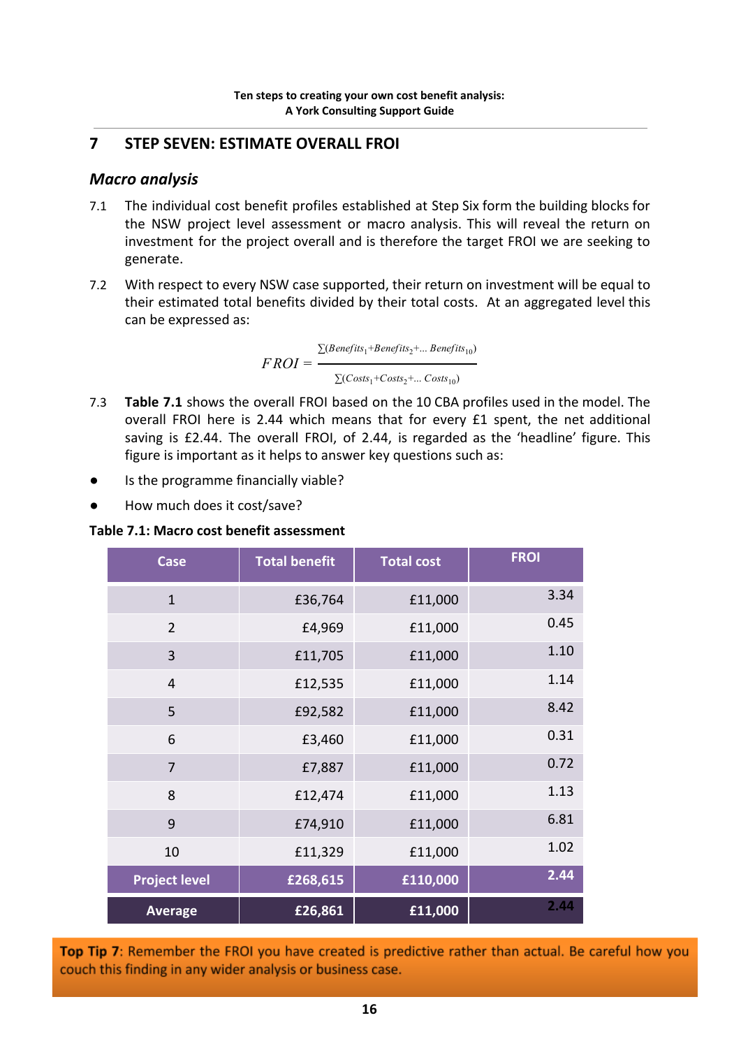## 7 STEP SEVEN: ESTIMATE OVERALL FROI

### *Macro analysis*

7.1 The individual cost benefit profiles established at Step Six form the building blocks for the NSW project level assessment or macro analysis. This will reveal the return on investment for the project overall and is therefore the target FROI we are seeking to generate.

7.2 With respect to every NSW case supported, their return on investment will be equal to their estimated total benefits divided by their total costs. At an aggregated level this can be expressed as:

$$FROI = \frac{\sum(Benefits_1 + Benefits_2 + \ldots Benefits_{10})}{\sum(Costs_1 + Costs_2 + \ldots Costs_{10})}$$

7.3 **Table 7.1** shows the overall FROI based on the 10 CBA profiles used in the model. The overall FROI here is 2.44 which means that for every £1 spent, the net additional saving is £2.44. The overall FROI, of 2.44, is regarded as the 'headline' figure. This figure is important as it helps to answer key questions such as:

- Is the programme financially viable?
- How much does it cost/save?

**Table 7.1: Macro cost benefit assessment**

| Case | Total benefit | Total cost | FROI |
|---|---|---|---|
| 1 | £36,764 | £11,000 | 3.34 |
| 2 | £4,969 | £11,000 | 0.45 |
| 3 | £11,705 | £11,000 | 1.10 |
| 4 | £12,535 | £11,000 | 1.14 |
| 5 | £92,582 | £11,000 | 8.42 |
| 6 | £3,460 | £11,000 | 0.31 |
| 7 | £7,887 | £11,000 | 0.72 |
| 8 | £12,474 | £11,000 | 1.13 |
| 9 | £74,910 | £11,000 | 6.81 |
| 10 | £11,329 | £11,000 | 1.02 |
| **Project level** | **£268,615** | **£110,000** | **2.44** |
| **Average** | **£26,861** | **£11,000** | **2.44** |

**Top Tip 7**: Remember the FROI you have created is predictive rather than actual. Be careful how you couch this finding in any wider analysis or business case.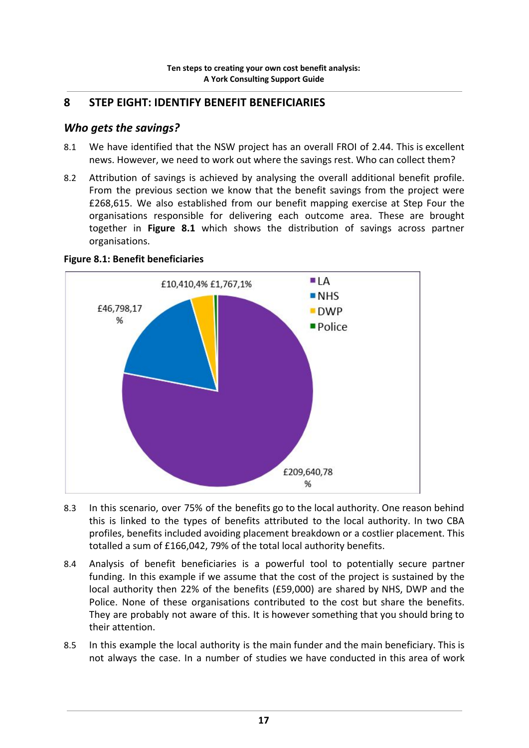## 8 STEP EIGHT: IDENTIFY BENEFIT BENEFICIARIES

### *Who gets the savings?*

8.1 We have identified that the NSW project has an overall FROI of 2.44. This is excellent news. However, we need to work out where the savings rest. Who can collect them?

8.2 Attribution of savings is achieved by analysing the overall additional benefit profile. From the previous section we know that the benefit savings from the project were £268,615. We also established from our benefit mapping exercise at Step Four the organisations responsible for delivering each outcome area. These are brought together in **Figure 8.1** which shows the distribution of savings across partner organisations.

**Figure 8.1: Benefit beneficiaries**

LA
NHS
DWP
Police

£10,410,4%
£1,767,1%
£46,798,17%
£209,640,78%

8.3 In this scenario, over 75% of the benefits go to the local authority. One reason behind this is linked to the types of benefits attributed to the local authority. In two CBA profiles, benefits included avoiding placement breakdown or a costlier placement. This totalled a sum of £166,042, 79% of the total local authority benefits.

8.4 Analysis of benefit beneficiaries is a powerful tool to potentially secure partner funding. In this example if we assume that the cost of the project is sustained by the local authority then 22% of the benefits (£59,000) are shared by NHS, DWP and the Police. None of these organisations contributed to the cost but share the benefits. They are probably not aware of this. It is however something that you should bring to their attention.

8.5 In this example the local authority is the main funder and the main beneficiary. This is not always the case. In a number of studies we have conducted in this area of work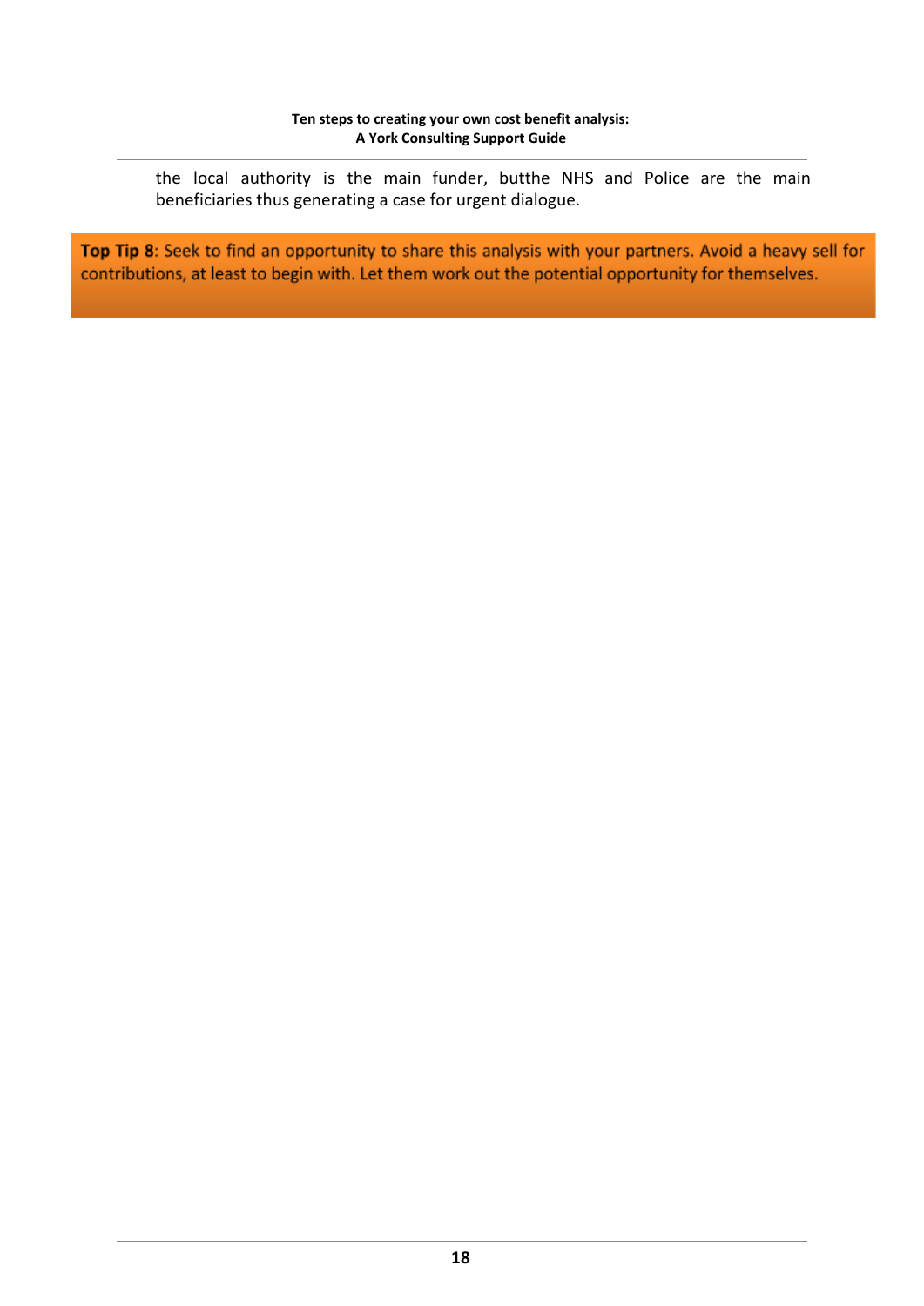the local authority is the main funder, butthe NHS and Police are the main beneficiaries thus generating a case for urgent dialogue.

**Top Tip 8**: Seek to find an opportunity to share this analysis with your partners. Avoid a heavy sell for contributions, at least to begin with. Let them work out the potential opportunity for themselves.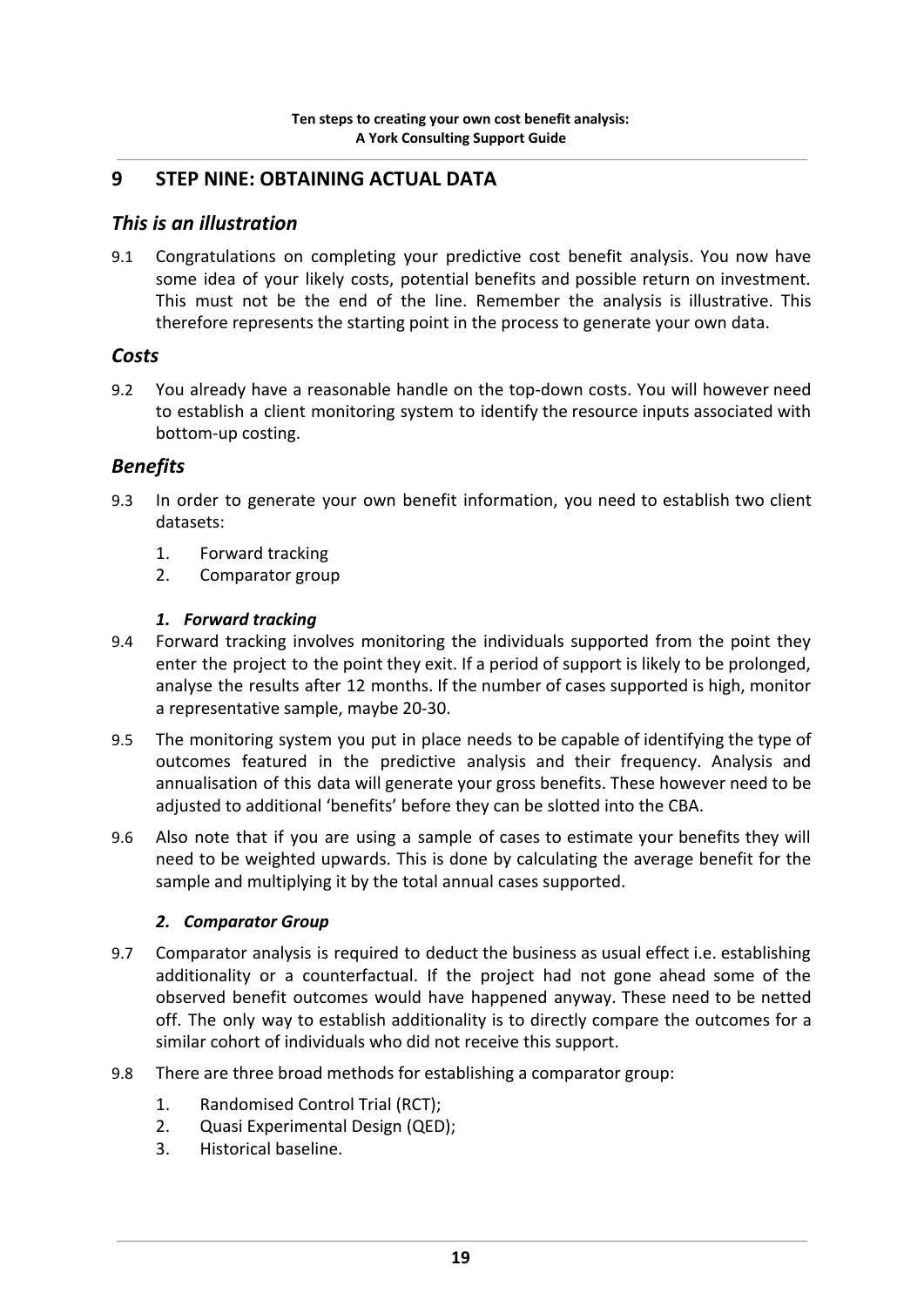## 9 STEP NINE: OBTAINING ACTUAL DATA

### *This is an illustration*

9.1 Congratulations on completing your predictive cost benefit analysis. You now have some idea of your likely costs, potential benefits and possible return on investment. This must not be the end of the line. Remember the analysis is illustrative. This therefore represents the starting point in the process to generate your own data.

### *Costs*

9.2 You already have a reasonable handle on the top-down costs. You will however need to establish a client monitoring system to identify the resource inputs associated with bottom-up costing.

### *Benefits*

9.3 In order to generate your own benefit information, you need to establish two client datasets:

1. Forward tracking
2. Comparator group

#### *1. Forward tracking*

9.4 Forward tracking involves monitoring the individuals supported from the point they enter the project to the point they exit. If a period of support is likely to be prolonged, analyse the results after 12 months. If the number of cases supported is high, monitor a representative sample, maybe 20-30.

9.5 The monitoring system you put in place needs to be capable of identifying the type of outcomes featured in the predictive analysis and their frequency. Analysis and annualisation of this data will generate your gross benefits. These however need to be adjusted to additional 'benefits' before they can be slotted into the CBA.

9.6 Also note that if you are using a sample of cases to estimate your benefits they will need to be weighted upwards. This is done by calculating the average benefit for the sample and multiplying it by the total annual cases supported.

#### *2. Comparator Group*

9.7 Comparator analysis is required to deduct the business as usual effect i.e. establishing additionality or a counterfactual. If the project had not gone ahead some of the observed benefit outcomes would have happened anyway. These need to be netted off. The only way to establish additionality is to directly compare the outcomes for a similar cohort of individuals who did not receive this support.

9.8 There are three broad methods for establishing a comparator group:

1. Randomised Control Trial (RCT);
2. Quasi Experimental Design (QED);
3. Historical baseline.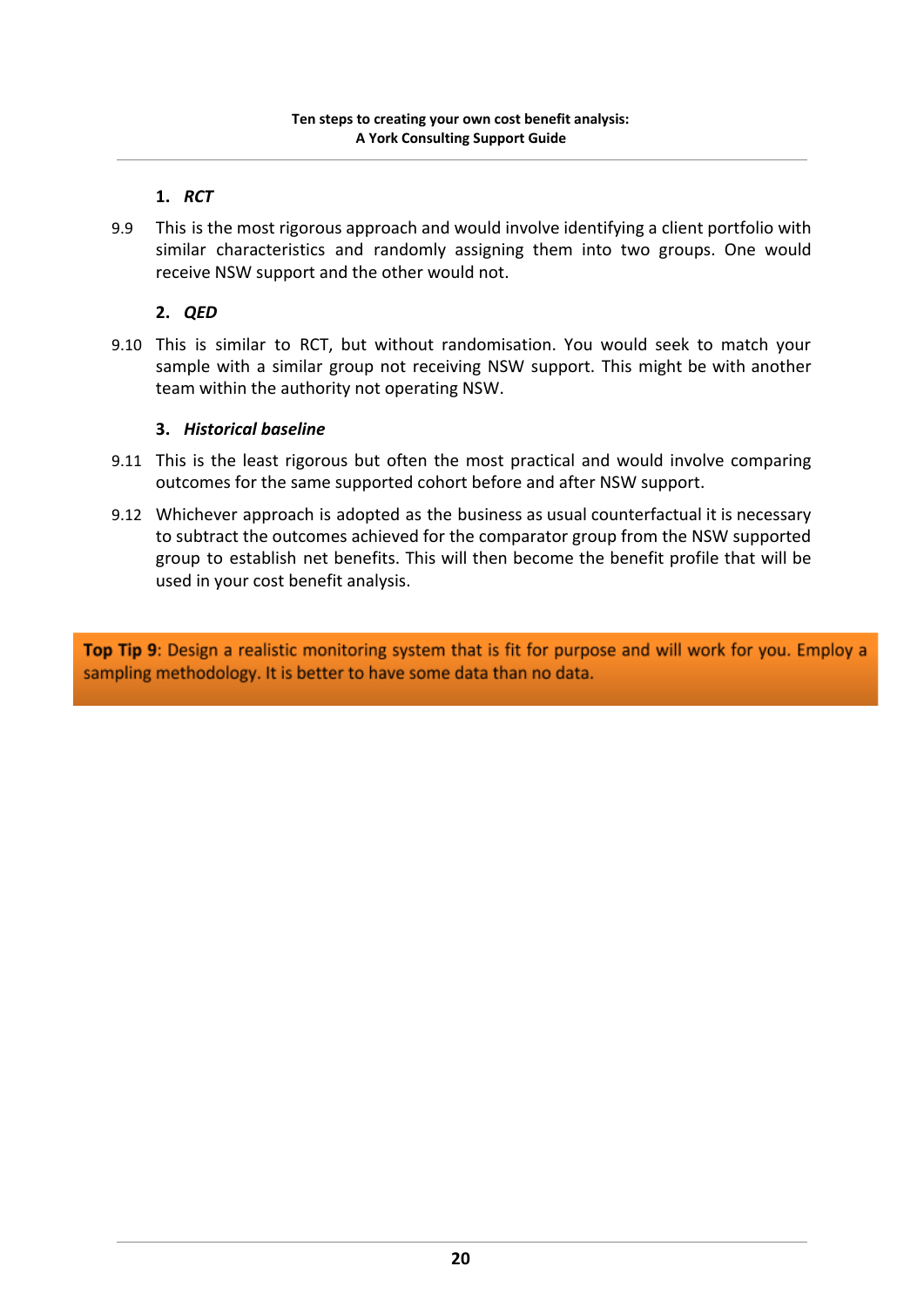1. ***RCT***

9.9 This is the most rigorous approach and would involve identifying a client portfolio with similar characteristics and randomly assigning them into two groups. One would receive NSW support and the other would not.

2. ***QED***

9.10 This is similar to RCT, but without randomisation. You would seek to match your sample with a similar group not receiving NSW support. This might be with another team within the authority not operating NSW.

3. ***Historical baseline***

9.11 This is the least rigorous but often the most practical and would involve comparing outcomes for the same supported cohort before and after NSW support.

9.12 Whichever approach is adopted as the business as usual counterfactual it is necessary to subtract the outcomes achieved for the comparator group from the NSW supported group to establish net benefits. This will then become the benefit profile that will be used in your cost benefit analysis.

**Top Tip 9**: Design a realistic monitoring system that is fit for purpose and will work for you. Employ a sampling methodology. It is better to have some data than no data.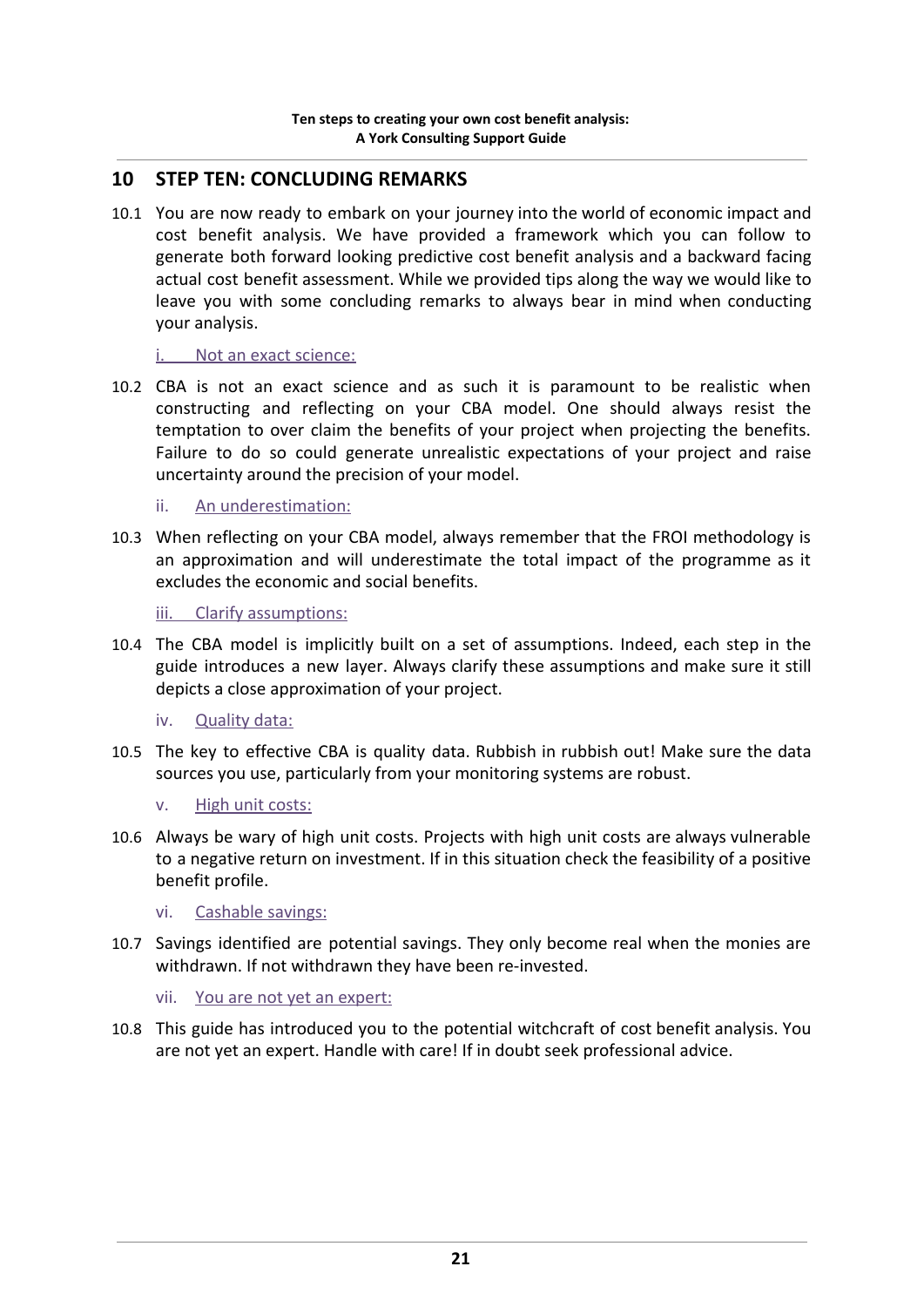## 10 STEP TEN: CONCLUDING REMARKS

10.1 You are now ready to embark on your journey into the world of economic impact and cost benefit analysis. We have provided a framework which you can follow to generate both forward looking predictive cost benefit analysis and a backward facing actual cost benefit assessment. While we provided tips along the way we would like to leave you with some concluding remarks to always bear in mind when conducting your analysis.

i. Not an exact science:

10.2 CBA is not an exact science and as such it is paramount to be realistic when constructing and reflecting on your CBA model. One should always resist the temptation to over claim the benefits of your project when projecting the benefits. Failure to do so could generate unrealistic expectations of your project and raise uncertainty around the precision of your model.

ii. An underestimation:

10.3 When reflecting on your CBA model, always remember that the FROI methodology is an approximation and will underestimate the total impact of the programme as it excludes the economic and social benefits.

iii. Clarify assumptions:

10.4 The CBA model is implicitly built on a set of assumptions. Indeed, each step in the guide introduces a new layer. Always clarify these assumptions and make sure it still depicts a close approximation of your project.

iv. Quality data:

10.5 The key to effective CBA is quality data. Rubbish in rubbish out! Make sure the data sources you use, particularly from your monitoring systems are robust.

v. High unit costs:

10.6 Always be wary of high unit costs. Projects with high unit costs are always vulnerable to a negative return on investment. If in this situation check the feasibility of a positive benefit profile.

vi. Cashable savings:

10.7 Savings identified are potential savings. They only become real when the monies are withdrawn. If not withdrawn they have been re-invested.

vii. You are not yet an expert:

10.8 This guide has introduced you to the potential witchcraft of cost benefit analysis. You are not yet an expert. Handle with care! If in doubt seek professional advice.